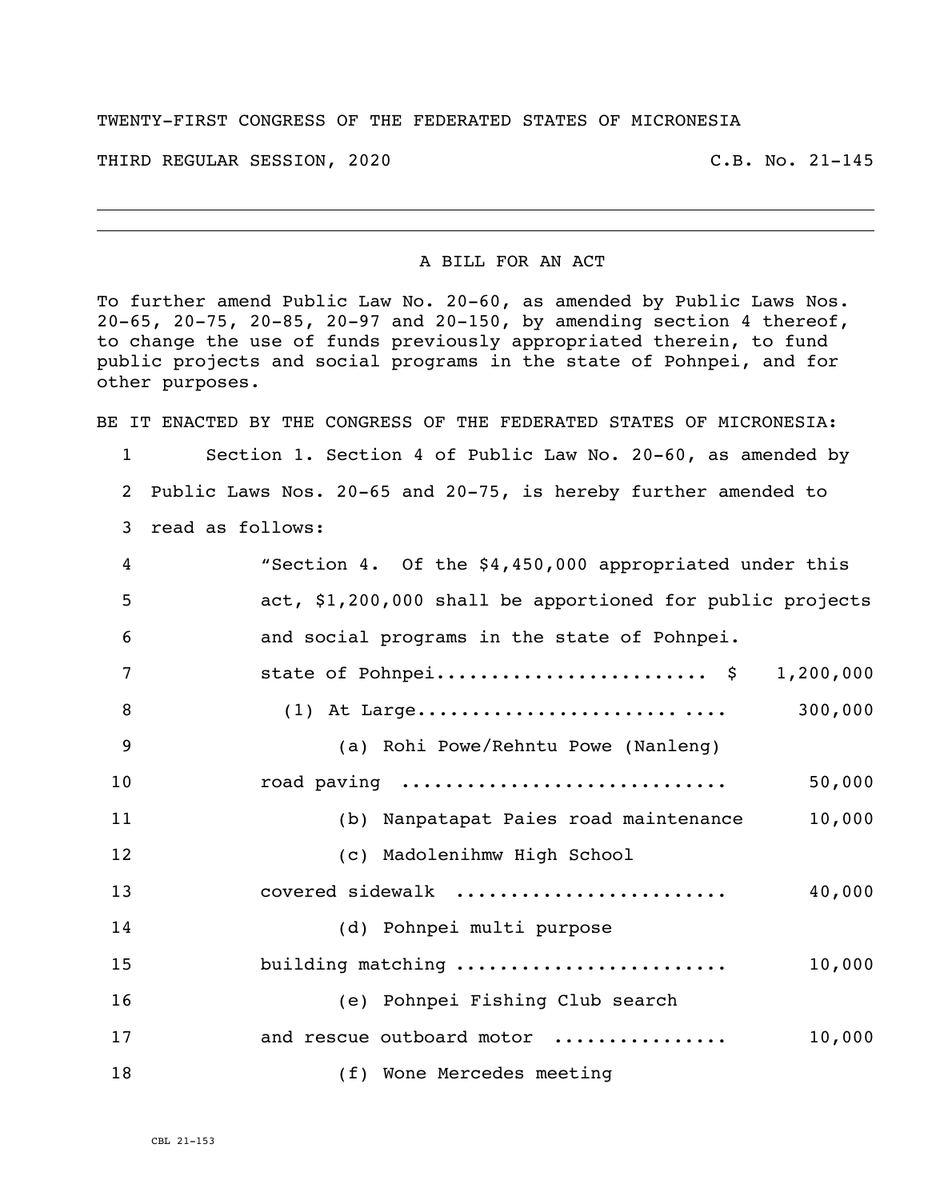TWENTY-FIRST CONGRESS OF THE FEDERATED STATES OF MICRONESIA

THIRD REGULAR SESSION, 2020 C.B. No. 21-145

---

A BILL FOR AN ACT

To further amend Public Law No. 20-60, as amended by Public Laws Nos. 20-65, 20-75, 20-85, 20-97 and 20-150, by amending section 4 thereof, to change the use of funds previously appropriated therein, to fund public projects and social programs in the state of Pohnpei, and for other purposes.

BE IT ENACTED BY THE CONGRESS OF THE FEDERATED STATES OF MICRONESIA:

1 Section 1. Section 4 of Public Law No. 20-60, as amended by
2 Public Laws Nos. 20-65 and 20-75, is hereby further amended to
3 read as follows:

4 "Section 4. Of the $4,450,000 appropriated under this
5 act, $1,200,000 shall be apportioned for public projects
6 and social programs in the state of Pohnpei.

7 state of Pohnpei........................ $ 1,200,000
8 (1) At Large.......................... .... 300,000
9 (a) Rohi Powe/Rehntu Powe (Nanleng)
10 road paving ............................ 50,000
11 (b) Nanpatapat Paies road maintenance 10,000
12 (c) Madolenihmw High School
13 covered sidewalk ....................... 40,000
14 (d) Pohnpei multi purpose
15 building matching ....................... 10,000
16 (e) Pohnpei Fishing Club search
17 and rescue outboard motor ............... 10,000
18 (f) Wone Mercedes meeting

CBL 21-153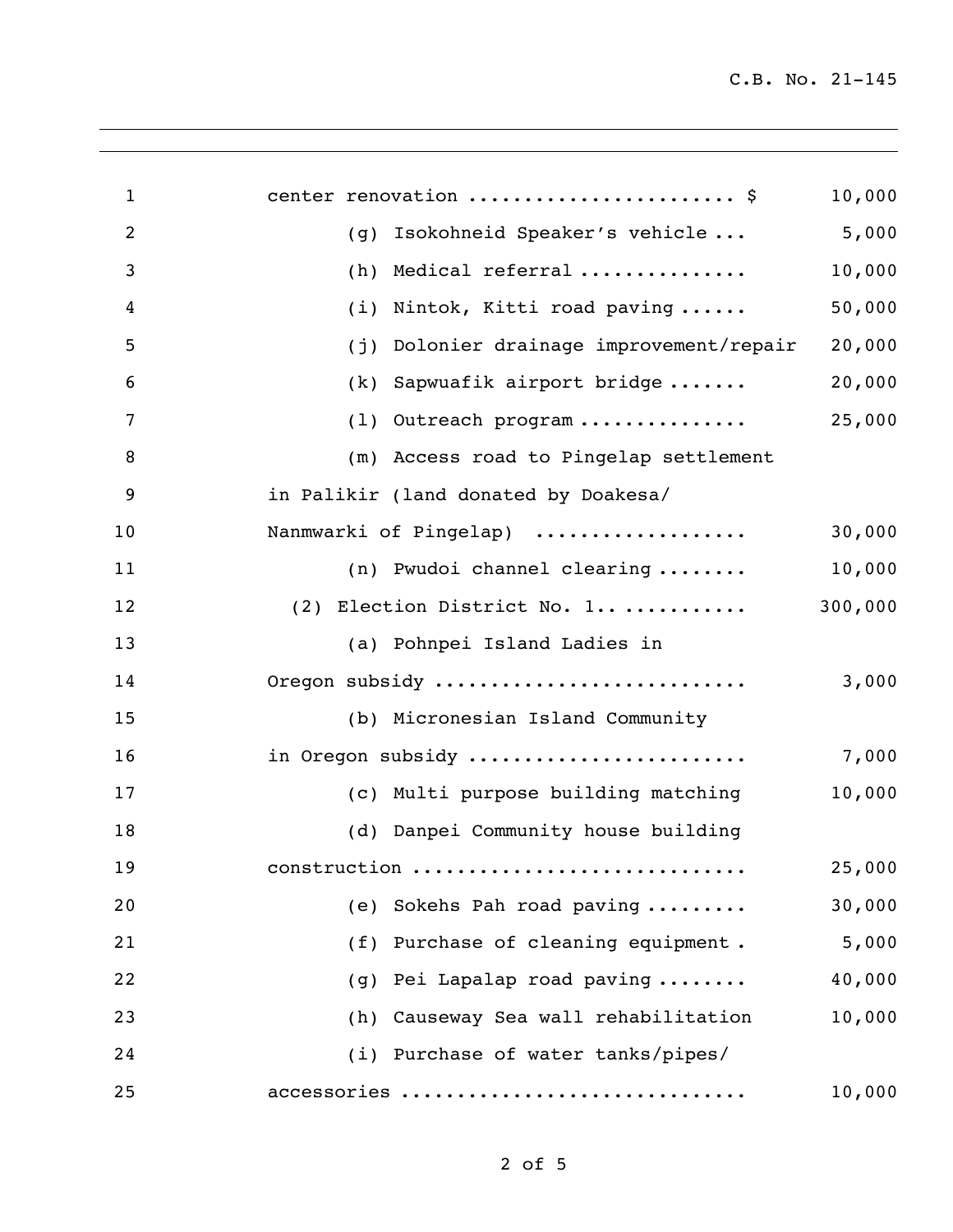center renovation ....................... $ 10,000

(g) Isokohneid Speaker's vehicle ... 5,000

(h) Medical referral .............. 10,000

(i) Nintok, Kitti road paving ...... 50,000

(j) Dolonier drainage improvement/repair 20,000

(k) Sapwuafik airport bridge ....... 20,000

(l) Outreach program ............... 25,000

(m) Access road to Pingelap settlement in Palikir (land donated by Doakesa/ Nanmwarki of Pingelap) .................. 30,000

(n) Pwudoi channel clearing ........ 10,000

(2) Election District No. 1.. .......... 300,000

(a) Pohnpei Island Ladies in Oregon subsidy ........................... 3,000

(b) Micronesian Island Community in Oregon subsidy ........................ 7,000

(c) Multi purpose building matching 10,000

(d) Danpei Community house building construction ............................ 25,000

(e) Sokehs Pah road paving ......... 30,000

(f) Purchase of cleaning equipment . 5,000

(g) Pei Lapalap road paving ........ 40,000

(h) Causeway Sea wall rehabilitation 10,000

(i) Purchase of water tanks/pipes/ accessories ............................. 10,000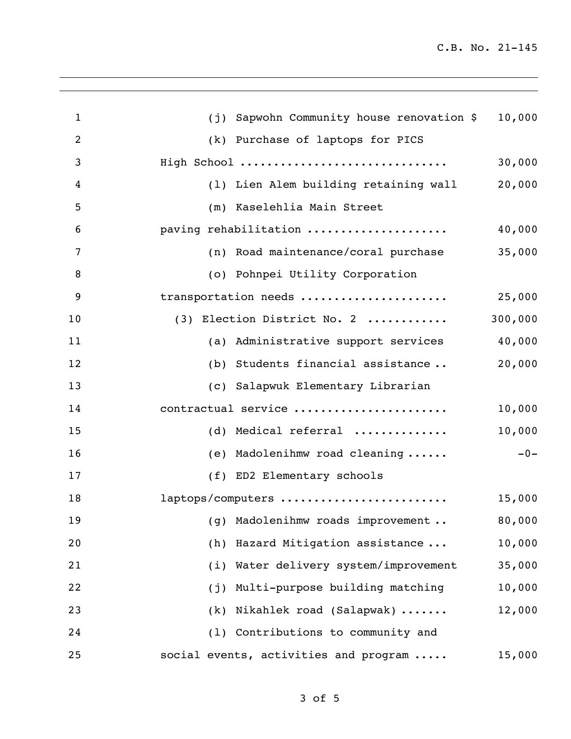| | |
|---|---:|
| (j) Sapwohn Community house renovation $ | 10,000 |
| (k) Purchase of laptops for PICS High School .............................. | 30,000 |
| (l) Lien Alem building retaining wall | 20,000 |
| (m) Kaselehlia Main Street paving rehabilitation .................... | 40,000 |
| (n) Road maintenance/coral purchase | 35,000 |
| (o) Pohnpei Utility Corporation transportation needs ..................... | 25,000 |
| (3) Election District No. 2 ........... | 300,000 |
| (a) Administrative support services | 40,000 |
| (b) Students financial assistance .. | 20,000 |
| (c) Salapwuk Elementary Librarian contractual service ...................... | 10,000 |
| (d) Medical referral ............. | 10,000 |
| (e) Madolenihmw road cleaning ...... | -0- |
| (f) ED2 Elementary schools laptops/computers ........................ | 15,000 |
| (g) Madolenihmw roads improvement .. | 80,000 |
| (h) Hazard Mitigation assistance ... | 10,000 |
| (i) Water delivery system/improvement | 35,000 |
| (j) Multi-purpose building matching | 10,000 |
| (k) Nikahlek road (Salapwak) ....... | 12,000 |
| (l) Contributions to community and social events, activities and program ..... | 15,000 |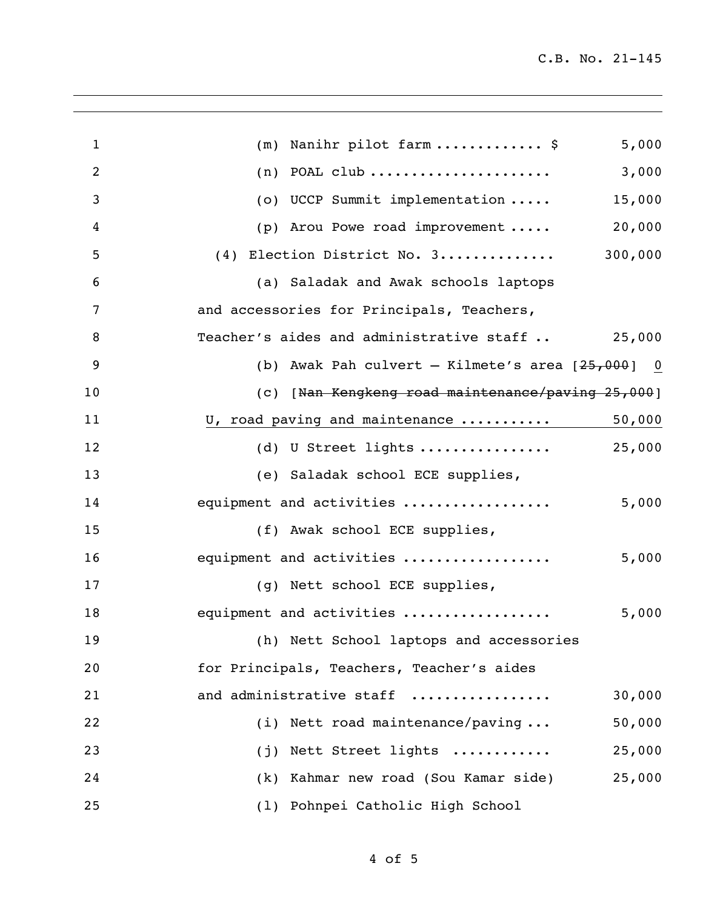(m) Nanihr pilot farm ............ $ 5,000

(n) POAL club ..................... 3,000

(o) UCCP Summit implementation ..... 15,000

(p) Arou Powe road improvement ..... 20,000

(4) Election District No. 3............. 300,000

(a) Saladak and Awak schools laptops and accessories for Principals, Teachers, Teacher's aides and administrative staff .. 25,000

(b) Awak Pah culvert – Kilmete's area [~~25,000~~] <u>0</u>

(c) [~~Nan Kengkeng road maintenance/paving 25,000~~] <u>U, road paving and maintenance .......... 50,000</u>

(d) U Street lights ............... 25,000

(e) Saladak school ECE supplies, equipment and activities ................. 5,000

(f) Awak school ECE supplies, equipment and activities ................. 5,000

(g) Nett school ECE supplies, equipment and activities ................. 5,000

(h) Nett School laptops and accessories for Principals, Teachers, Teacher's aides and administrative staff ................ 30,000

(i) Nett road maintenance/paving ... 50,000

(j) Nett Street lights ........... 25,000

(k) Kahmar new road (Sou Kamar side) 25,000

(l) Pohnpei Catholic High School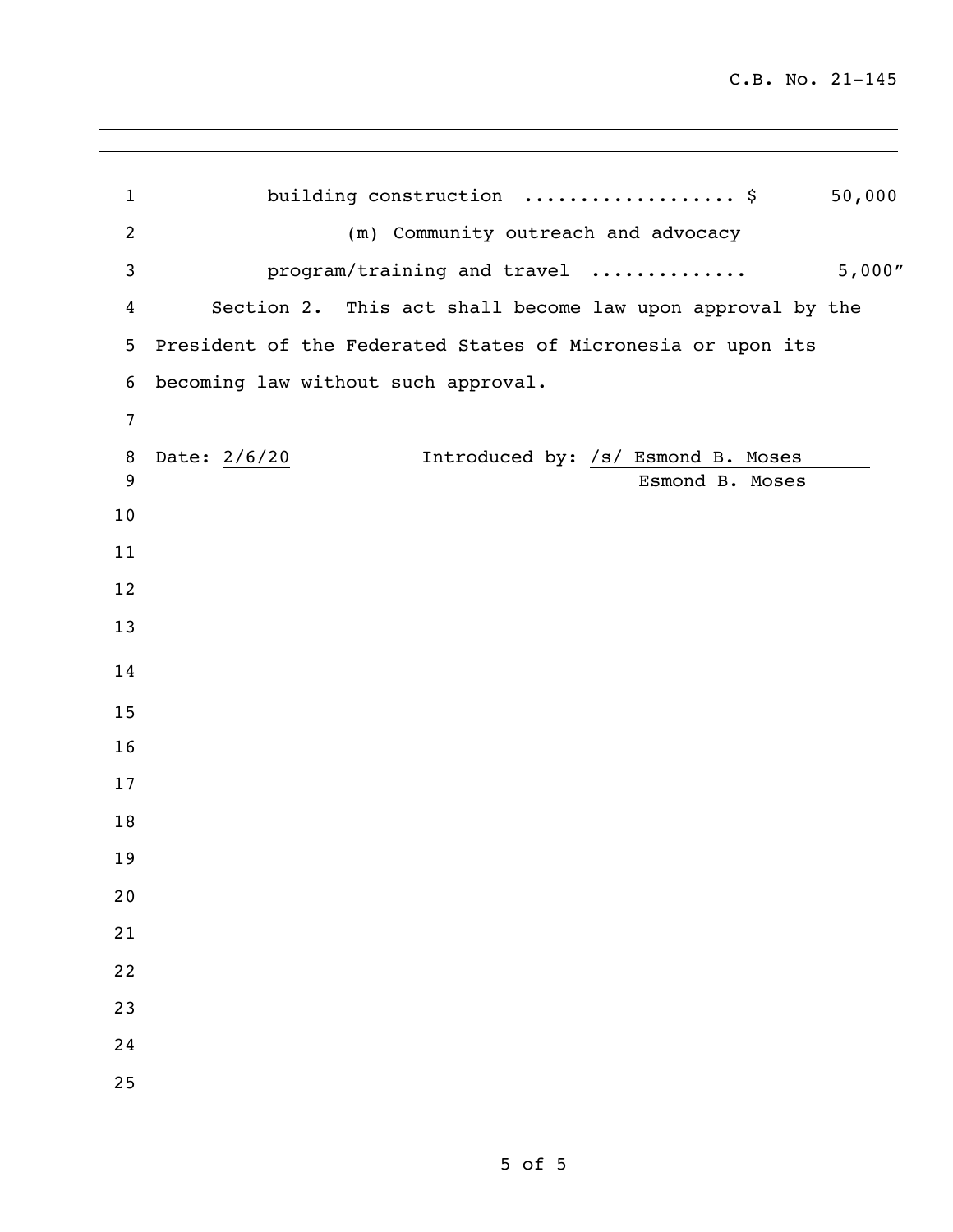building construction .................. $ 50,000

(m) Community outreach and advocacy program/training and travel ............. 5,000"

Section 2. This act shall become law upon approval by the President of the Federated States of Micronesia or upon its becoming law without such approval.

Date: 2/6/20

Introduced by: /s/ Esmond B. Moses

Esmond B. Moses